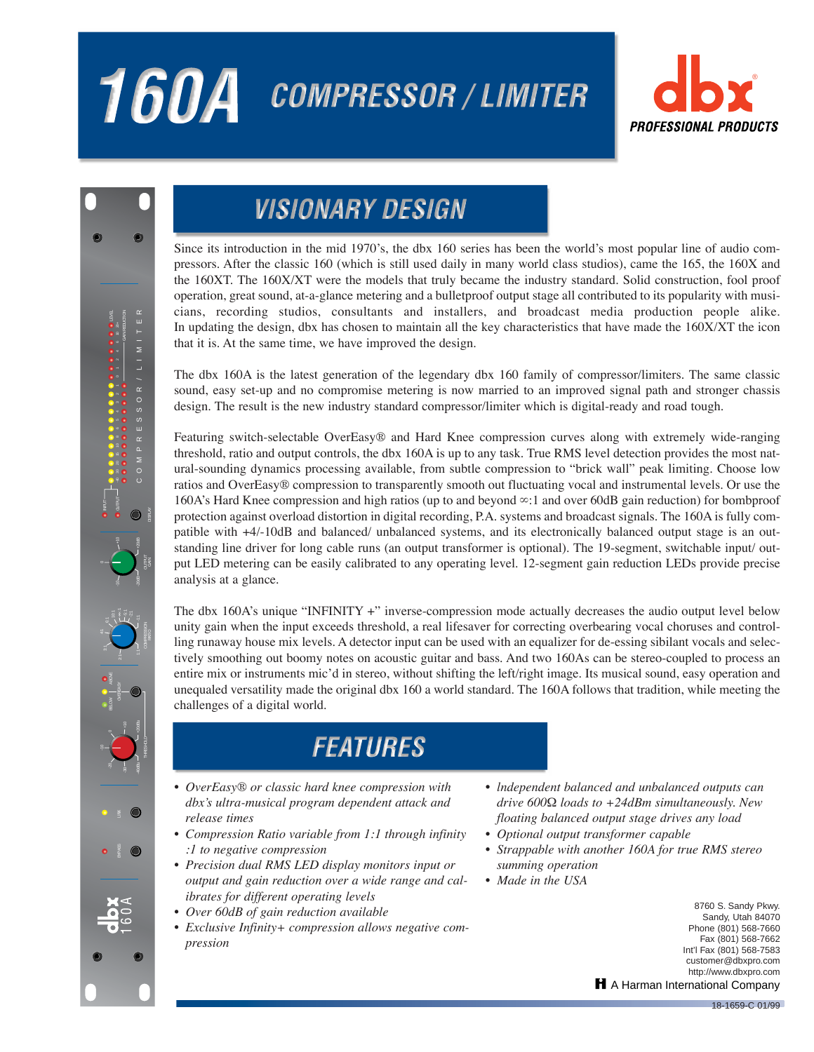# 160A COMPRESSOR / LIMITER

dbx® PROFESSIONAL PRODUCTS

## VISIONARY DESIGN

Since its introduction in the mid 1970's, the dbx 160 series has been the world's most popular line of audio compressors. After the classic 160 (which is still used daily in many world class studios), came the 165, the 160X and the 160XT. The 160X/XT were the models that truly became the industry standard. Solid construction, fool proof operation, great sound, at-a-glance metering and a bulletproof output stage all contributed to its popularity with musicians, recording studios, consultants and installers, and broadcast media production people alike. In updating the design, dbx has chosen to maintain all the key characteristics that have made the 160X/XT the icon that it is. At the same time, we have improved the design.

The dbx 160A is the latest generation of the legendary dbx 160 family of compressor/limiters. The same classic sound, easy set-up and no compromise metering is now married to an improved signal path and stronger chassis design. The result is the new industry standard compressor/limiter which is digital-ready and road tough.

Featuring switch-selectable OverEasy® and Hard Knee compression curves along with extremely wide-ranging threshold, ratio and output controls, the dbx 160A is up to any task. True RMS level detection provides the most natural-sounding dynamics processing available, from subtle compression to "brick wall" peak limiting. Choose low ratios and OverEasy® compression to transparently smooth out fluctuating vocal and instrumental levels. Or use the 160A's Hard Knee compression and high ratios (up to and beyond ∞:1 and over 60dB gain reduction) for bombproof protection against overload distortion in digital recording, P.A. systems and broadcast signals. The 160A is fully compatible with +4/-10dB and balanced/ unbalanced systems, and its electronically balanced output stage is an outstanding line driver for long cable runs (an output transformer is optional). The 19-segment, switchable input/ output LED metering can be easily calibrated to any operating level. 12-segment gain reduction LEDs provide precise analysis at a glance.

The dbx 160A's unique "INFINITY +" inverse-compression mode actually decreases the audio output level below unity gain when the input exceeds threshold, a real lifesaver for correcting overbearing vocal choruses and controlling runaway house mix levels. A detector input can be used with an equalizer for de-essing sibilant vocals and selectively smoothing out boomy notes on acoustic guitar and bass. And two 160As can be stereo-coupled to process an entire mix or instruments mic'd in stereo, without shifting the left/right image. Its musical sound, easy operation and unequaled versatility made the original dbx 160 a world standard. The 160A follows that tradition, while meeting the challenges of a digital world.

## FEATURES

- *OverEasy® or classic hard knee compression with dbx's ultra-musical program dependent attack and release times*
- *Compression Ratio variable from 1:1 through infinity :1 to negative compression*
- *Precision dual RMS LED display monitors input or output and gain reduction over a wide range and calibrates for different operating levels*
- *Over 60dB of gain reduction available*
- *Exclusive Infinity+ compression allows negative compression*
- *Independent balanced and unbalanced outputs can drive 600Ω loads to +24dBm simultaneously. New floating balanced output stage drives any load*
- *Optional output transformer capable*
- *Strappable with another 160A for true RMS stereo summing operation*
- *Made in the USA*

8760 S. Sandy Pkwy.
Sandy, Utah 84070
Phone (801) 568-7660
Fax (801) 568-7662
Int'l Fax (801) 568-7583
customer@dbxpro.com
http://www.dbxpro.com

A Harman International Company

18-1659-C 01/99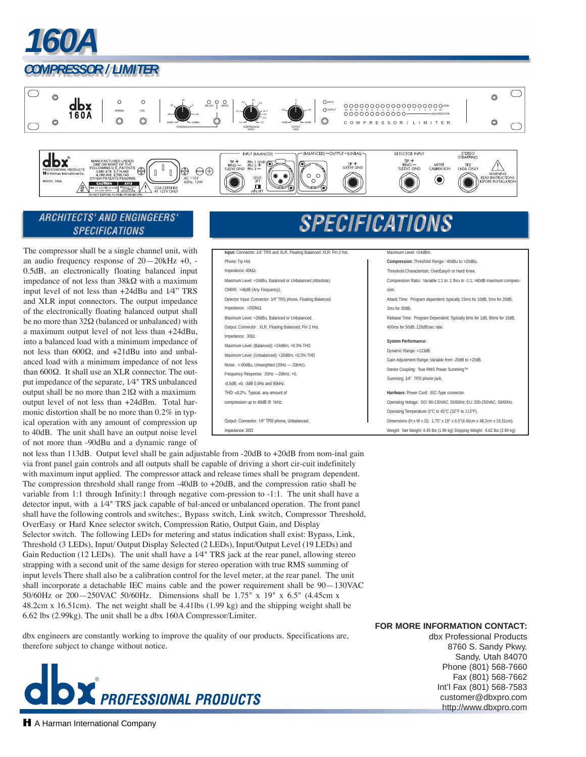# 160A

## COMPRESSOR / LIMITER

## ARCHITECTS' AND ENGINGEERS' SPECIFICATIONS

The compressor shall be a single channel unit, with an audio frequency response of 20—20kHz +0, -0.5dB, an electronically floating balanced input impedance of not less than 38kΩ with a maximum input level of not less than +24dBu and 1⁄4" TRS and XLR input connectors. The output impedance of the electronically floating balanced output shall be no more than 32Ω (balanced or unbalanced) with a maximum output level of not less than +24dBu, into a balanced load with a minimum impedance of not less than 600Ω, and +21dBu into and unbalanced load with a minimum impedance of not less than 600Ω. It shall use an XLR connector. The output impedance of the separate, 1⁄4" TRS unbalanced output shall be no more than 21Ω with a maximum output level of not less than +24dBm. Total harmonic distortion shall be no more than 0.2% in typical operation with any amount of compression up to 40dB. The unit shall have an output noise level of not more than -90dBu and a dynamic range of not less than 113dB. Output level shall be gain adjustable from -20dB to +20dB from nom-inal gain via front panel gain controls and all outputs shall be capable of driving a short cir-cuit indefinitely with maximum input applied. The compressor attack and release times shall be program dependent. The compression threshold shall range from -40dB to +20dB, and the compression ratio shall be variable from 1:1 through Infinity:1 through negative com-pression to -1:1. The unit shall have a detector input, with a 1⁄4" TRS jack capable of bal-anced or unbalanced operation. The front panel shall have the following controls and switches:, Bypass switch, Link switch, Compressor Threshold, OverEasy or Hard Knee selector switch, Compression Ratio, Output Gain, and Display Selector switch. The following LEDs for metering and status indication shall exist: Bypass, Link, Threshold (3 LEDs), Input/ Output Display Selected (2 LEDs), Input/Output Level (19 LEDs) and Gain Reduction (12 LEDs). The unit shall have a 1⁄4" TRS jack at the rear panel, allowing stereo strapping with a second unit of the same design for stereo operation with true RMS summing of input levels There shall also be a calibration control for the level meter, at the rear panel. The unit shall incorporate a detachable IEC mains cable and the power requirement shall be 90—130VAC 50/60Hz or 200—250VAC 50/60Hz. Dimensions shall be 1.75" x 19" x 6.5" (4.45cm x 48.2cm x 16.51cm). The net weight shall be 4.41lbs (1.99 kg) and the shipping weight shall be 6.62 lbs (2.99kg). The unit shall be a dbx 160A Compressor/Limiter.

dbx engineers are constantly working to improve the quality of our products. Specifications are, therefore subject to change without notice.

## SPECIFICATIONS

**Input:** Connector: 1/4" TRS and XLR, Floating Balanced; XLR: Pin 2 hot, Phone: Tip Hot.

Impedance: 40kΩ.

Maximum Level: +24dBu, Balanced or Unbalanced (Absolute).

CMRR: >45dB (Any Frequency).

Detector Input: Connector: 1/4" TRS phone, Floating Balanced.

Impedance: >200kΩ.

Maximum Level: +28dBu, Balanced or Unbalanced.

Output: Connector: XLR, Floating Balanced; Pin 2 Hot.

Impedance: 30Ω.

Maximum Level: (Balanced): +24dBm; <0.3% THD.

Maximum Level: (Unbalanced): +20dBm; <0.3% THD

Noise: <-90dBu, Unweighted (20Hz — 20kHz).

Frequency Response: 20Hz —20kHz, +0, -0.5dB; +0, -3dB 0.5Hz and 90kHz.

THD: <0.2%, Typical, any amount of compression up to 40dB @ 1kHz.

Output: Connector: 1/4" TRS phone, Unbalanced.

Impedance: 20Ω

Maximum Level: +24dBm.

**Compression:** Threshold Range: -40dBu to +20dBu.

Threshold Characteristic: OverEasy® or Hard Knee.

Compression Ratio: Variable 1:1 to :1 thru to -1:1; >60dB maximum compression.

Attack Time: Program dependent; typically 15ms for 10dB, 5ms for 20dB, 3ms for 30dB.

Release Time: Program Dependent; Typically 8ms for 1dB, 80ms for 10dB, 400ms for 50dB; 125dB/sec rate.

**System Performance:**

Dynamic Range: >113dB.

Gain Adjustment Range: Variable from -20dB to +20dB.

Stereo Coupling: True RMS Power Summing™

Summing: 1/4" TRS phone jack.

**Hardware:** Power Cord: IEC-Type connector.

Operating Voltage: DO: 90-130VAC, 50/60Hz; EU: 200-250VAC, 50/60Hz.

Operating Temperature: 0°C to 45°C (32°F to 113°F).

Dimensions (H x W x D): 1.75" x 19" x 6.5"(4.45cm x 48.2cm x 16.51cm).

Weight: Net Weight: 4.45 lbs (1.99 kg) Shipping Weight: 6.62 lbs (2.99 kg)

**FOR MORE INFORMATION CONTACT:**

dbx Professional Products
8760 S. Sandy Pkwy.
Sandy, Utah 84070
Phone (801) 568-7660
Fax (801) 568-7662
Int'l Fax (801) 568-7583
customer@dbxpro.com
http://www.dbxpro.com

dbx® PROFESSIONAL PRODUCTS

A Harman International Company